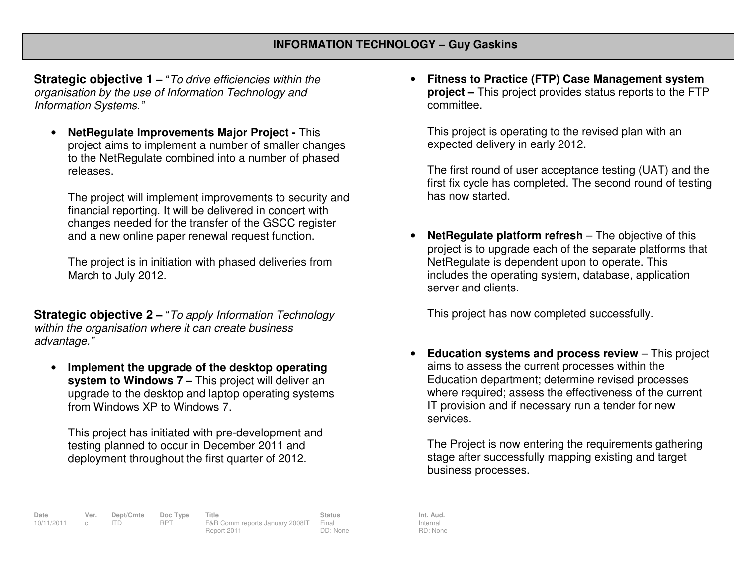## INFORMATION TECHNOLOGY – Guy Gaskins

**Strategic objective 1 –** "*To drive efficiencies within the organisation by the use of Information Technology and Information Systems.*"

- **NetRegulate Improvements Major Project -** This project aims to implement a number of smaller changes to the NetRegulate combined into a number of phased releases.

  The project will implement improvements to security and financial reporting. It will be delivered in concert with changes needed for the transfer of the GSCC register and a new online paper renewal request function.

  The project is in initiation with phased deliveries from March to July 2012.

**Strategic objective 2 –** "*To apply Information Technology within the organisation where it can create business advantage.*"

- **Implement the upgrade of the desktop operating system to Windows 7 –** This project will deliver an upgrade to the desktop and laptop operating systems from Windows XP to Windows 7.

  This project has initiated with pre-development and testing planned to occur in December 2011 and deployment throughout the first quarter of 2012.

- **Fitness to Practice (FTP) Case Management system project –** This project provides status reports to the FTP committee.

  This project is operating to the revised plan with an expected delivery in early 2012.

  The first round of user acceptance testing (UAT) and the first fix cycle has completed. The second round of testing has now started.

- **NetRegulate platform refresh** – The objective of this project is to upgrade each of the separate platforms that NetRegulate is dependent upon to operate. This includes the operating system, database, application server and clients.

  This project has now completed successfully.

- **Education systems and process review** – This project aims to assess the current processes within the Education department; determine revised processes where required; assess the effectiveness of the current IT provision and if necessary run a tender for new services.

  The Project is now entering the requirements gathering stage after successfully mapping existing and target business processes.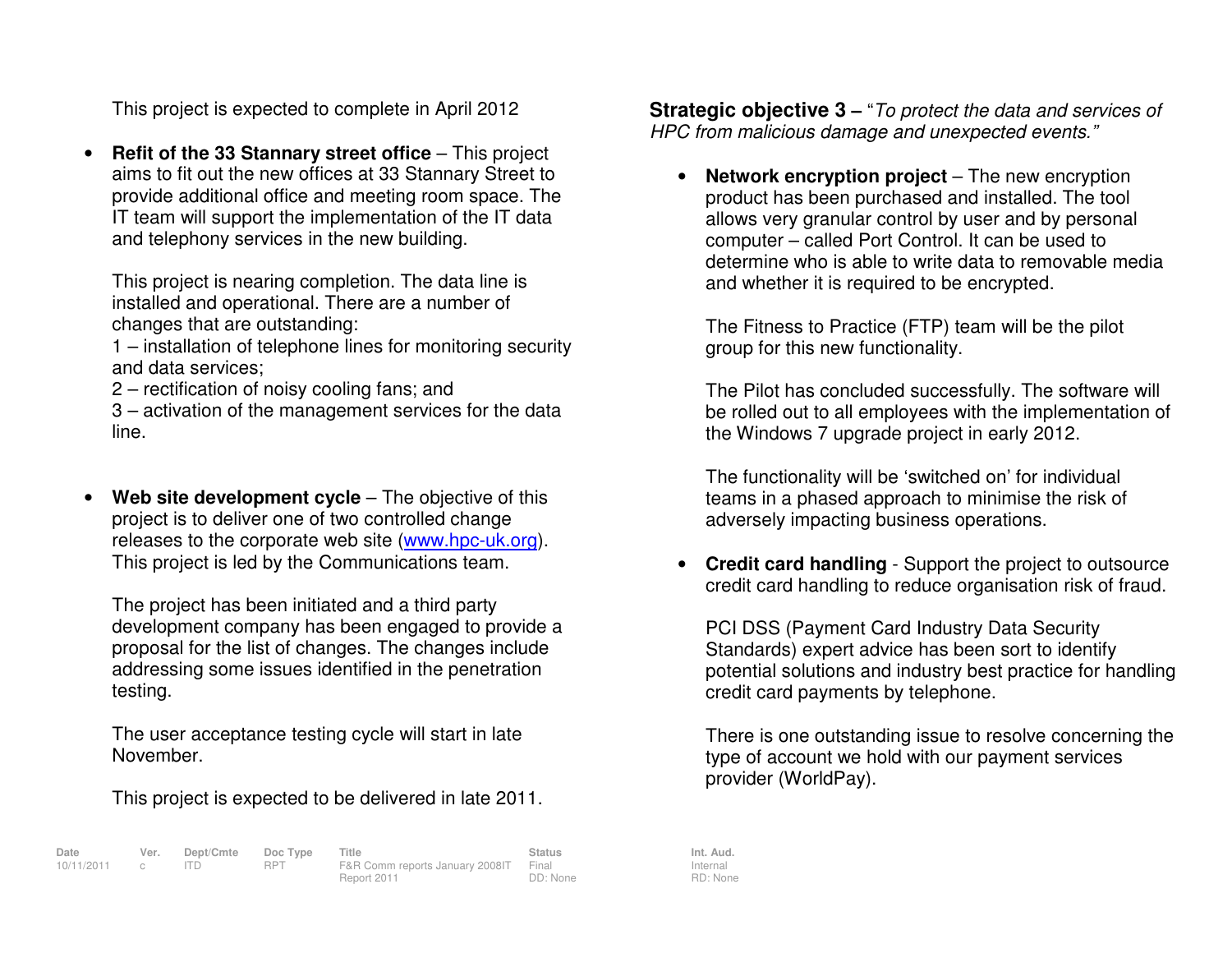This project is expected to complete in April 2012

- **Refit of the 33 Stannary street office** – This project aims to fit out the new offices at 33 Stannary Street to provide additional office and meeting room space. The IT team will support the implementation of the IT data and telephony services in the new building.

  This project is nearing completion. The data line is installed and operational. There are a number of changes that are outstanding:
  1 – installation of telephone lines for monitoring security and data services;
  2 – rectification of noisy cooling fans; and
  3 – activation of the management services for the data line.

- **Web site development cycle** – The objective of this project is to deliver one of two controlled change releases to the corporate web site (www.hpc-uk.org). This project is led by the Communications team.

  The project has been initiated and a third party development company has been engaged to provide a proposal for the list of changes. The changes include addressing some issues identified in the penetration testing.

  The user acceptance testing cycle will start in late November.

  This project is expected to be delivered in late 2011.

**Strategic objective 3 –** "*To protect the data and services of HPC from malicious damage and unexpected events.*"

- **Network encryption project** – The new encryption product has been purchased and installed. The tool allows very granular control by user and by personal computer – called Port Control. It can be used to determine who is able to write data to removable media and whether it is required to be encrypted.

  The Fitness to Practice (FTP) team will be the pilot group for this new functionality.

  The Pilot has concluded successfully. The software will be rolled out to all employees with the implementation of the Windows 7 upgrade project in early 2012.

  The functionality will be 'switched on' for individual teams in a phased approach to minimise the risk of adversely impacting business operations.

- **Credit card handling** - Support the project to outsource credit card handling to reduce organisation risk of fraud.

  PCI DSS (Payment Card Industry Data Security Standards) expert advice has been sort to identify potential solutions and industry best practice for handling credit card payments by telephone.

  There is one outstanding issue to resolve concerning the type of account we hold with our payment services provider (WorldPay).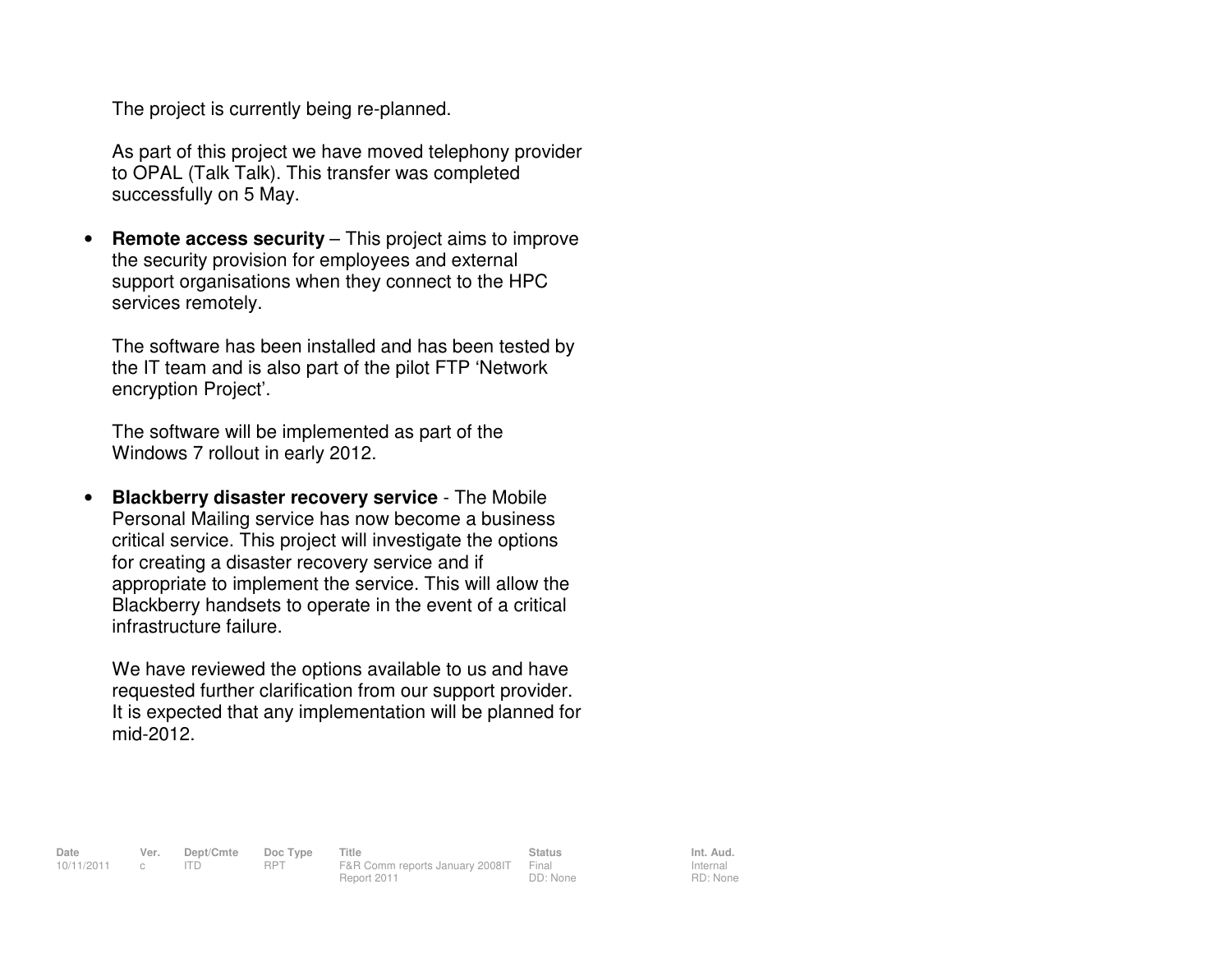The project is currently being re-planned.

As part of this project we have moved telephony provider to OPAL (Talk Talk). This transfer was completed successfully on 5 May.

- **Remote access security** – This project aims to improve the security provision for employees and external support organisations when they connect to the HPC services remotely.

  The software has been installed and has been tested by the IT team and is also part of the pilot FTP 'Network encryption Project'.

  The software will be implemented as part of the Windows 7 rollout in early 2012.

- **Blackberry disaster recovery service** - The Mobile Personal Mailing service has now become a business critical service. This project will investigate the options for creating a disaster recovery service and if appropriate to implement the service. This will allow the Blackberry handsets to operate in the event of a critical infrastructure failure.

  We have reviewed the options available to us and have requested further clarification from our support provider. It is expected that any implementation will be planned for mid-2012.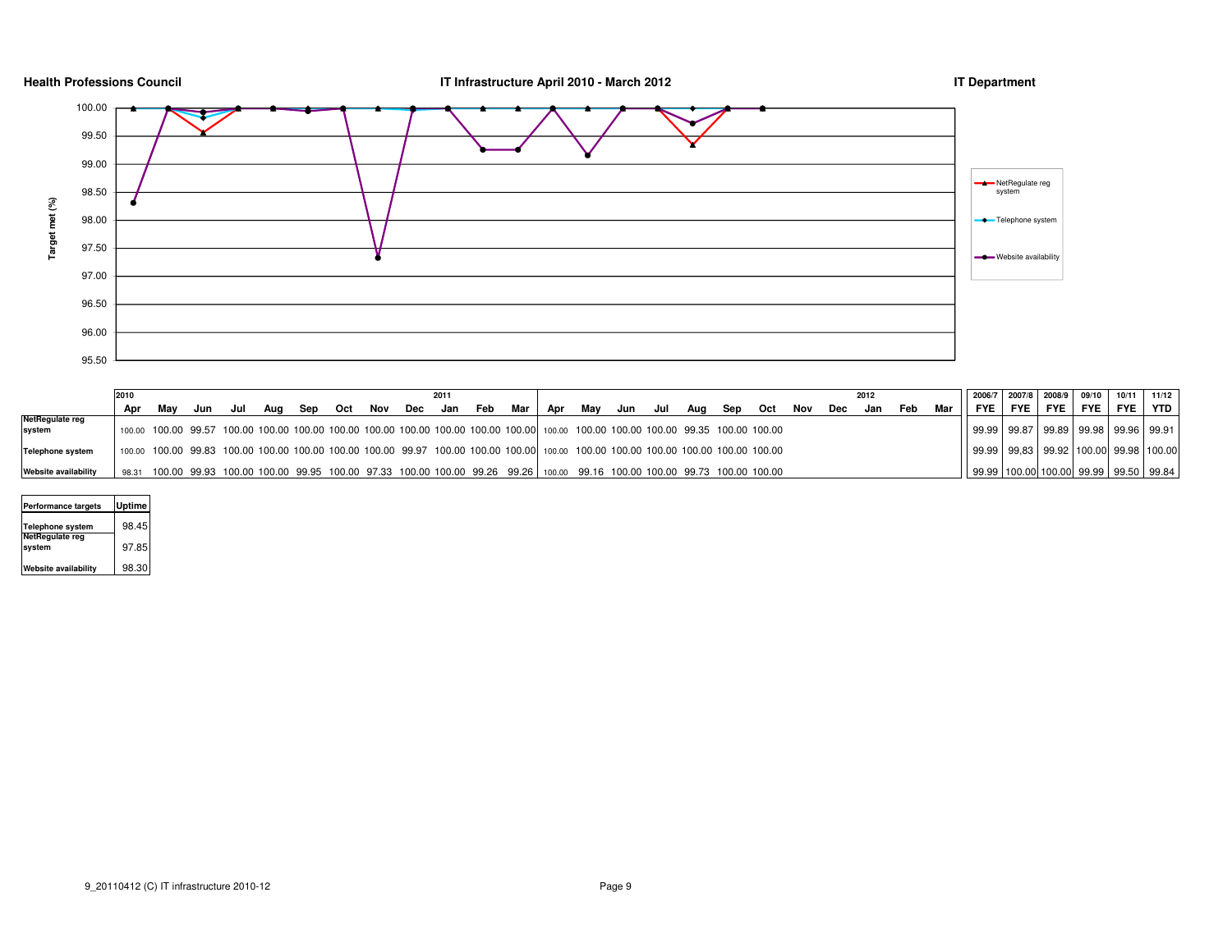**Health Professions Council** **IT Infrastructure April 2010 - March 2012** **IT Department**

Target met (%)

100.00
99.50
99.00
98.50
98.00
97.50
97.00
96.50
96.00
95.50

NetRegulate reg system
Telephone system
Website availability

| | 2010 | | | | | | | | | 2011 | | | | | | | | | | | | | 2012 | | | 2006/7 | 2007/8 | 2008/9 | 09/10 | 10/11 | 11/12 |
|---|---|---|---|---|---|---|---|---|---|---|---|---|---|---|---|---|---|---|---|---|---|---|---|---|---|---|---|---|---|---|---|
| | Apr | May | Jun | Jul | Aug | Sep | Oct | Nov | Dec | Jan | Feb | Mar | Apr | May | Jun | Jul | Aug | Sep | Oct | Nov | Dec | Jan | Feb | Mar | FYE | FYE | FYE | FYE | FYE | YTD |
| NetRegulate reg system | 100.00 | 100.00 | 99.57 | 100.00 | 100.00 | 100.00 | 100.00 | 100.00 | 100.00 | 100.00 | 100.00 | 100.00 | 100.00 | 100.00 | 100.00 | 100.00 | 99.35 | 100.00 | 100.00 | | | | | | 99.99 | 99.87 | 99.89 | 99.98 | 99.96 | 99.91 |
| Telephone system | 100.00 | 100.00 | 99.83 | 100.00 | 100.00 | 100.00 | 100.00 | 100.00 | 99.97 | 100.00 | 100.00 | 100.00 | 100.00 | 100.00 | 100.00 | 100.00 | 100.00 | 100.00 | 100.00 | | | | | | 99.99 | 99,83 | 99.92 | 100.00 | 99.98 | 100.00 |
| Website availability | 98.31 | 100.00 | 99.93 | 100.00 | 100.00 | 99.95 | 100.00 | 97.33 | 100.00 | 100.00 | 99.26 | 99.26 | 100.00 | 99.16 | 100.00 | 100.00 | 99.73 | 100.00 | 100.00 | | | | | | 99.99 | 100.00 | 100.00 | 99.99 | 99.50 | 99.84 |

| Performance targets | Uptime |
|---|---|
| Telephone system | 98.45 |
| NetRegulate reg system | 97.85 |
| Website availability | 98.30 |

9_20110412 (C) IT infrastructure 2010-12